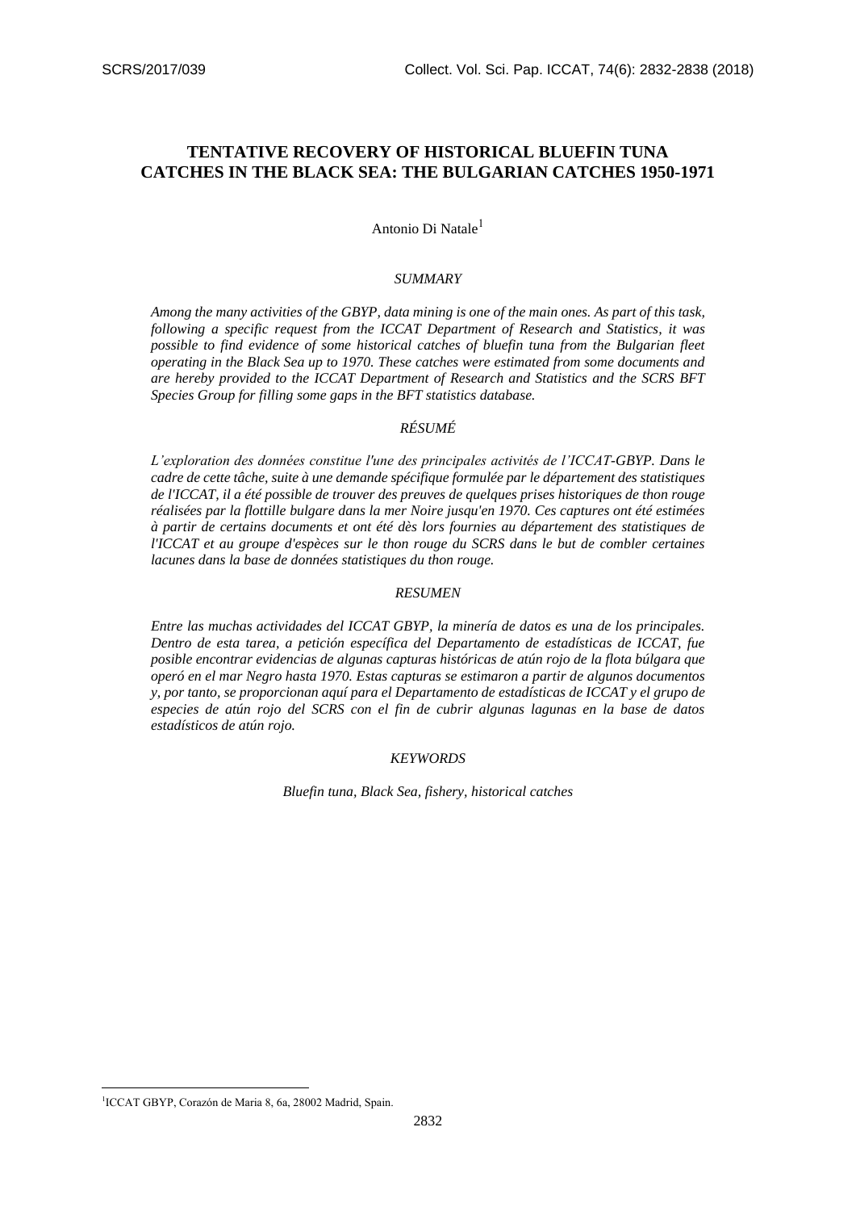# TENTATIVE RECOVERY OF HISTORICAL BLUEFIN TUNA CATCHES IN THE BLACK SEA: THE BULGARIAN CATCHES 1950-1971

Antonio Di Natale[1]

### *SUMMARY*

*Among the many activities of the GBYP, data mining is one of the main ones. As part of this task, following a specific request from the ICCAT Department of Research and Statistics, it was possible to find evidence of some historical catches of bluefin tuna from the Bulgarian fleet operating in the Black Sea up to 1970. These catches were estimated from some documents and are hereby provided to the ICCAT Department of Research and Statistics and the SCRS BFT Species Group for filling some gaps in the BFT statistics database.*

### *RÉSUMÉ*

*L'exploration des données constitue l'une des principales activités de l'ICCAT-GBYP. Dans le cadre de cette tâche, suite à une demande spécifique formulée par le département des statistiques de l'ICCAT, il a été possible de trouver des preuves de quelques prises historiques de thon rouge réalisées par la flottille bulgare dans la mer Noire jusqu'en 1970. Ces captures ont été estimées à partir de certains documents et ont été dès lors fournies au département des statistiques de l'ICCAT et au groupe d'espèces sur le thon rouge du SCRS dans le but de combler certaines lacunes dans la base de données statistiques du thon rouge.*

### *RESUMEN*

*Entre las muchas actividades del ICCAT GBYP, la minería de datos es una de los principales. Dentro de esta tarea, a petición específica del Departamento de estadísticas de ICCAT, fue posible encontrar evidencias de algunas capturas históricas de atún rojo de la flota búlgara que operó en el mar Negro hasta 1970. Estas capturas se estimaron a partir de algunos documentos y, por tanto, se proporcionan aquí para el Departamento de estadísticas de ICCAT y el grupo de especies de atún rojo del SCRS con el fin de cubrir algunas lagunas en la base de datos estadísticos de atún rojo.*

### *KEYWORDS*

*Bluefin tuna, Black Sea, fishery, historical catches*

---

[1] ICCAT GBYP, Corazón de Maria 8, 6a, 28002 Madrid, Spain.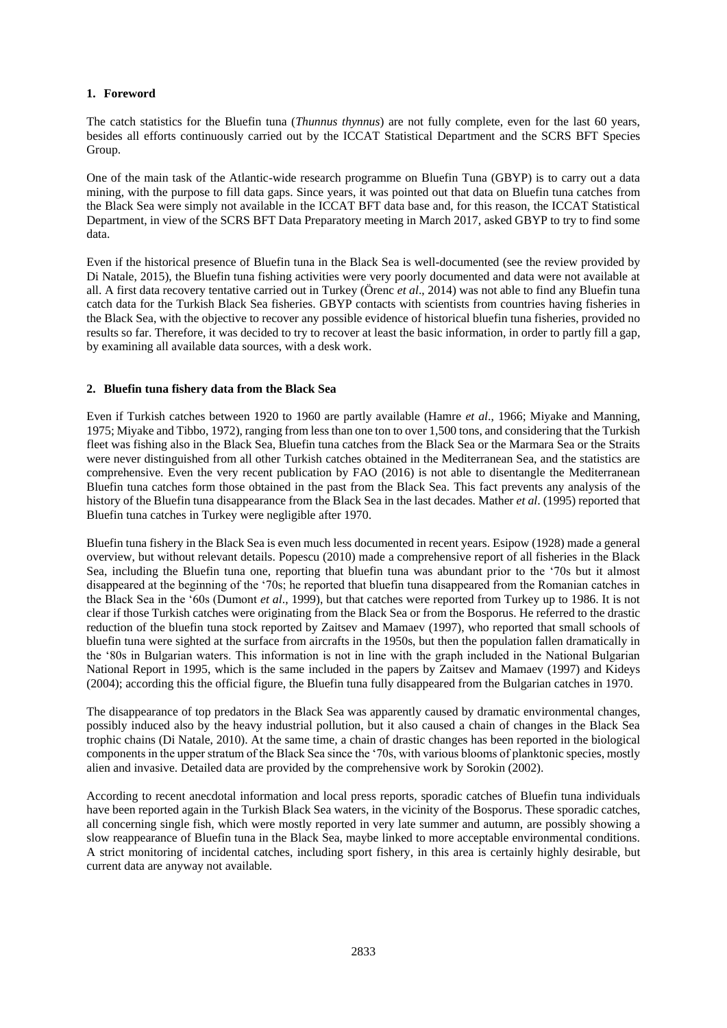## 1. Foreword

The catch statistics for the Bluefin tuna (*Thunnus thynnus*) are not fully complete, even for the last 60 years, besides all efforts continuously carried out by the ICCAT Statistical Department and the SCRS BFT Species Group.

One of the main task of the Atlantic-wide research programme on Bluefin Tuna (GBYP) is to carry out a data mining, with the purpose to fill data gaps. Since years, it was pointed out that data on Bluefin tuna catches from the Black Sea were simply not available in the ICCAT BFT data base and, for this reason, the ICCAT Statistical Department, in view of the SCRS BFT Data Preparatory meeting in March 2017, asked GBYP to try to find some data.

Even if the historical presence of Bluefin tuna in the Black Sea is well-documented (see the review provided by Di Natale, 2015), the Bluefin tuna fishing activities were very poorly documented and data were not available at all. A first data recovery tentative carried out in Turkey (Örenc *et al*., 2014) was not able to find any Bluefin tuna catch data for the Turkish Black Sea fisheries. GBYP contacts with scientists from countries having fisheries in the Black Sea, with the objective to recover any possible evidence of historical bluefin tuna fisheries, provided no results so far. Therefore, it was decided to try to recover at least the basic information, in order to partly fill a gap, by examining all available data sources, with a desk work.

## 2. Bluefin tuna fishery data from the Black Sea

Even if Turkish catches between 1920 to 1960 are partly available (Hamre *et al*., 1966; Miyake and Manning, 1975; Miyake and Tibbo, 1972), ranging from less than one ton to over 1,500 tons, and considering that the Turkish fleet was fishing also in the Black Sea, Bluefin tuna catches from the Black Sea or the Marmara Sea or the Straits were never distinguished from all other Turkish catches obtained in the Mediterranean Sea, and the statistics are comprehensive. Even the very recent publication by FAO (2016) is not able to disentangle the Mediterranean Bluefin tuna catches form those obtained in the past from the Black Sea. This fact prevents any analysis of the history of the Bluefin tuna disappearance from the Black Sea in the last decades. Mather *et al*. (1995) reported that Bluefin tuna catches in Turkey were negligible after 1970.

Bluefin tuna fishery in the Black Sea is even much less documented in recent years. Esipow (1928) made a general overview, but without relevant details. Popescu (2010) made a comprehensive report of all fisheries in the Black Sea, including the Bluefin tuna one, reporting that bluefin tuna was abundant prior to the '70s but it almost disappeared at the beginning of the '70s; he reported that bluefin tuna disappeared from the Romanian catches in the Black Sea in the '60s (Dumont *et al*., 1999), but that catches were reported from Turkey up to 1986. It is not clear if those Turkish catches were originating from the Black Sea or from the Bosporus. He referred to the drastic reduction of the bluefin tuna stock reported by Zaitsev and Mamaev (1997), who reported that small schools of bluefin tuna were sighted at the surface from aircrafts in the 1950s, but then the population fallen dramatically in the '80s in Bulgarian waters. This information is not in line with the graph included in the National Bulgarian National Report in 1995, which is the same included in the papers by Zaitsev and Mamaev (1997) and Kideys (2004); according this the official figure, the Bluefin tuna fully disappeared from the Bulgarian catches in 1970.

The disappearance of top predators in the Black Sea was apparently caused by dramatic environmental changes, possibly induced also by the heavy industrial pollution, but it also caused a chain of changes in the Black Sea trophic chains (Di Natale, 2010). At the same time, a chain of drastic changes has been reported in the biological components in the upper stratum of the Black Sea since the '70s, with various blooms of planktonic species, mostly alien and invasive. Detailed data are provided by the comprehensive work by Sorokin (2002).

According to recent anecdotal information and local press reports, sporadic catches of Bluefin tuna individuals have been reported again in the Turkish Black Sea waters, in the vicinity of the Bosporus. These sporadic catches, all concerning single fish, which were mostly reported in very late summer and autumn, are possibly showing a slow reappearance of Bluefin tuna in the Black Sea, maybe linked to more acceptable environmental conditions. A strict monitoring of incidental catches, including sport fishery, in this area is certainly highly desirable, but current data are anyway not available.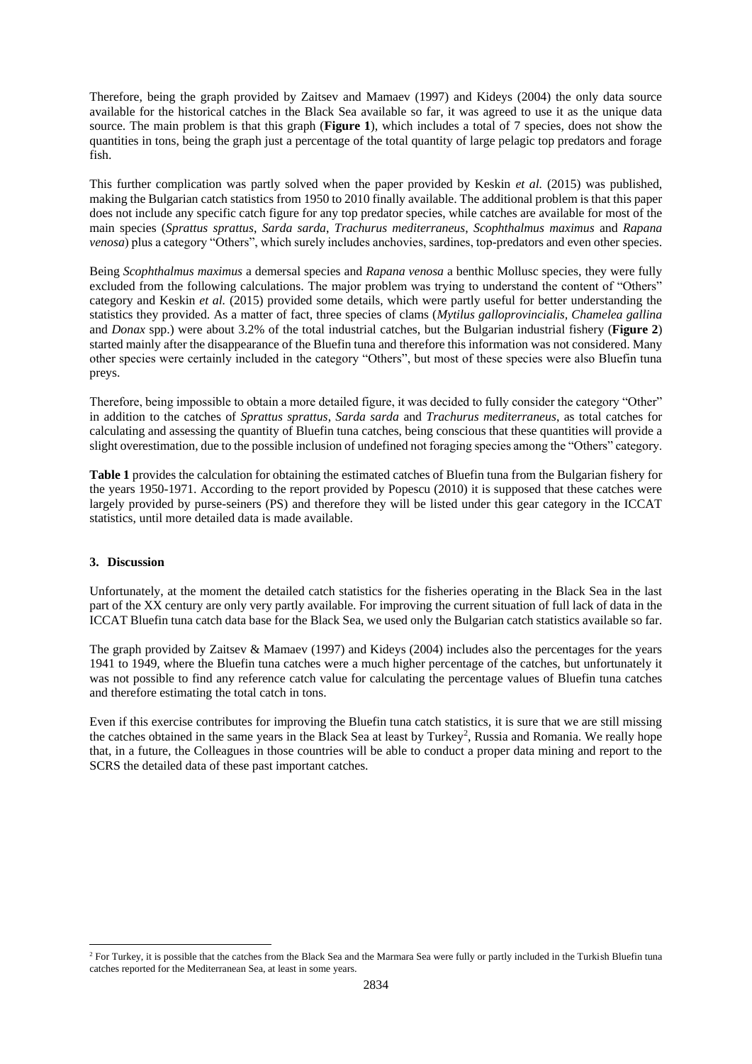Therefore, being the graph provided by Zaitsev and Mamaev (1997) and Kideys (2004) the only data source available for the historical catches in the Black Sea available so far, it was agreed to use it as the unique data source. The main problem is that this graph (**Figure 1**), which includes a total of 7 species, does not show the quantities in tons, being the graph just a percentage of the total quantity of large pelagic top predators and forage fish.

This further complication was partly solved when the paper provided by Keskin *et al.* (2015) was published, making the Bulgarian catch statistics from 1950 to 2010 finally available. The additional problem is that this paper does not include any specific catch figure for any top predator species, while catches are available for most of the main species (*Sprattus sprattus*, *Sarda sarda*, *Trachurus mediterraneus*, *Scophthalmus maximus* and *Rapana venosa*) plus a category "Others", which surely includes anchovies, sardines, top-predators and even other species.

Being *Scophthalmus maximus* a demersal species and *Rapana venosa* a benthic Mollusc species, they were fully excluded from the following calculations. The major problem was trying to understand the content of "Others" category and Keskin *et al.* (2015) provided some details, which were partly useful for better understanding the statistics they provided. As a matter of fact, three species of clams (*Mytilus galloprovincialis*, *Chamelea gallina* and *Donax* spp.) were about 3.2% of the total industrial catches, but the Bulgarian industrial fishery (**Figure 2**) started mainly after the disappearance of the Bluefin tuna and therefore this information was not considered. Many other species were certainly included in the category "Others", but most of these species were also Bluefin tuna preys.

Therefore, being impossible to obtain a more detailed figure, it was decided to fully consider the category "Other" in addition to the catches of *Sprattus sprattus*, *Sarda sarda* and *Trachurus mediterraneus*, as total catches for calculating and assessing the quantity of Bluefin tuna catches, being conscious that these quantities will provide a slight overestimation, due to the possible inclusion of undefined not foraging species among the "Others" category.

**Table 1** provides the calculation for obtaining the estimated catches of Bluefin tuna from the Bulgarian fishery for the years 1950-1971. According to the report provided by Popescu (2010) it is supposed that these catches were largely provided by purse-seiners (PS) and therefore they will be listed under this gear category in the ICCAT statistics, until more detailed data is made available.

## 3. Discussion

Unfortunately, at the moment the detailed catch statistics for the fisheries operating in the Black Sea in the last part of the XX century are only very partly available. For improving the current situation of full lack of data in the ICCAT Bluefin tuna catch data base for the Black Sea, we used only the Bulgarian catch statistics available so far.

The graph provided by Zaitsev & Mamaev (1997) and Kideys (2004) includes also the percentages for the years 1941 to 1949, where the Bluefin tuna catches were a much higher percentage of the catches, but unfortunately it was not possible to find any reference catch value for calculating the percentage values of Bluefin tuna catches and therefore estimating the total catch in tons.

Even if this exercise contributes for improving the Bluefin tuna catch statistics, it is sure that we are still missing the catches obtained in the same years in the Black Sea at least by Turkey[2], Russia and Romania. We really hope that, in a future, the Colleagues in those countries will be able to conduct a proper data mining and report to the SCRS the detailed data of these past important catches.

[2] For Turkey, it is possible that the catches from the Black Sea and the Marmara Sea were fully or partly included in the Turkish Bluefin tuna catches reported for the Mediterranean Sea, at least in some years.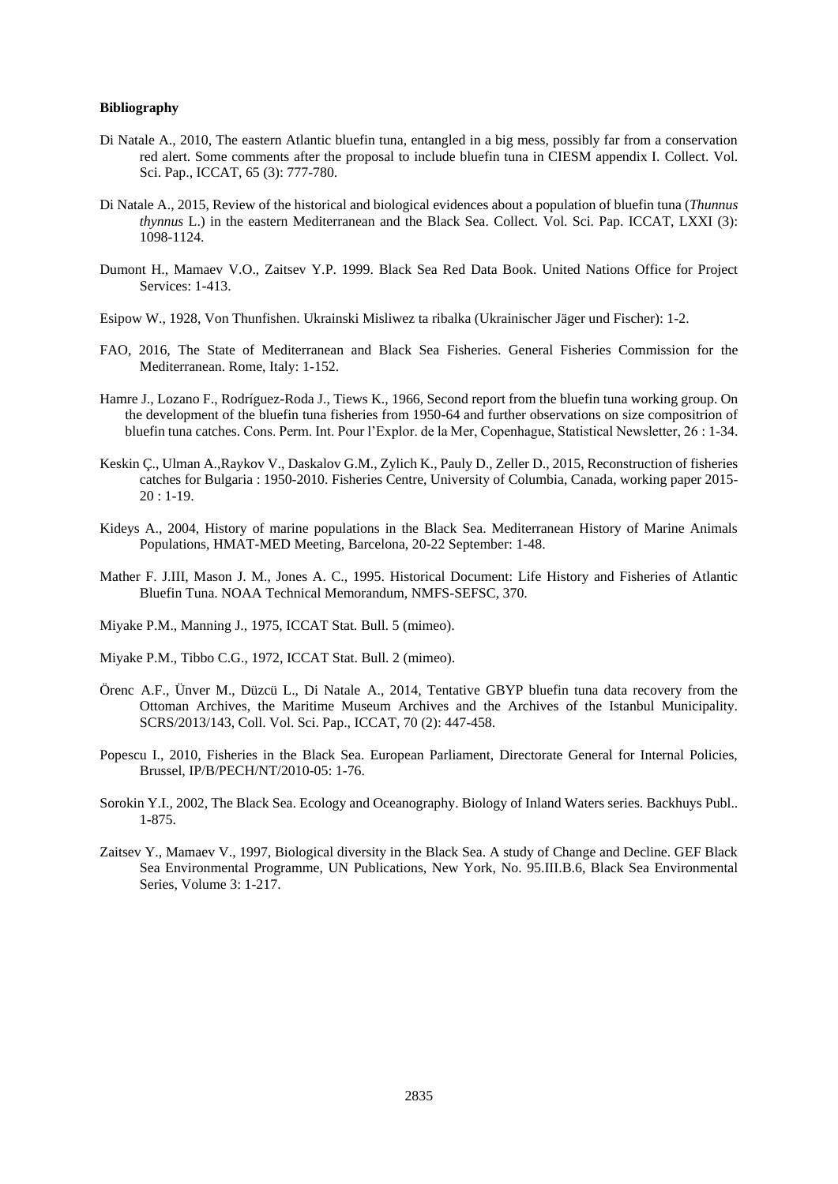**Bibliography**

Di Natale A., 2010, The eastern Atlantic bluefin tuna, entangled in a big mess, possibly far from a conservation red alert. Some comments after the proposal to include bluefin tuna in CIESM appendix I. Collect. Vol. Sci. Pap., ICCAT, 65 (3): 777-780.

Di Natale A., 2015, Review of the historical and biological evidences about a population of bluefin tuna (*Thunnus thynnus* L.) in the eastern Mediterranean and the Black Sea. Collect. Vol. Sci. Pap. ICCAT, LXXI (3): 1098-1124.

Dumont H., Mamaev V.O., Zaitsev Y.P. 1999. Black Sea Red Data Book. United Nations Office for Project Services: 1-413.

Esipow W., 1928, Von Thunfishen. Ukrainski Misliwez ta ribalka (Ukrainischer Jäger und Fischer): 1-2.

FAO, 2016, The State of Mediterranean and Black Sea Fisheries. General Fisheries Commission for the Mediterranean. Rome, Italy: 1-152.

Hamre J., Lozano F., Rodríguez-Roda J., Tiews K., 1966, Second report from the bluefin tuna working group. On the development of the bluefin tuna fisheries from 1950-64 and further observations on size compositrion of bluefin tuna catches. Cons. Perm. Int. Pour l'Explor. de la Mer, Copenhague, Statistical Newsletter, 26 : 1-34.

Keskin Ç., Ulman A.,Raykov V., Daskalov G.M., Zylich K., Pauly D., Zeller D., 2015, Reconstruction of fisheries catches for Bulgaria : 1950-2010. Fisheries Centre, University of Columbia, Canada, working paper 2015-20 : 1-19.

Kideys A., 2004, History of marine populations in the Black Sea. Mediterranean History of Marine Animals Populations, HMAT-MED Meeting, Barcelona, 20-22 September: 1-48.

Mather F. J.III, Mason J. M., Jones A. C., 1995. Historical Document: Life History and Fisheries of Atlantic Bluefin Tuna. NOAA Technical Memorandum, NMFS-SEFSC, 370.

Miyake P.M., Manning J., 1975, ICCAT Stat. Bull. 5 (mimeo).

Miyake P.M., Tibbo C.G., 1972, ICCAT Stat. Bull. 2 (mimeo).

Örenc A.F., Ünver M., Düzcü L., Di Natale A., 2014, Tentative GBYP bluefin tuna data recovery from the Ottoman Archives, the Maritime Museum Archives and the Archives of the Istanbul Municipality. SCRS/2013/143, Coll. Vol. Sci. Pap., ICCAT, 70 (2): 447-458.

Popescu I., 2010, Fisheries in the Black Sea. European Parliament, Directorate General for Internal Policies, Brussel, IP/B/PECH/NT/2010-05: 1-76.

Sorokin Y.I., 2002, The Black Sea. Ecology and Oceanography. Biology of Inland Waters series. Backhuys Publ.. 1-875.

Zaitsev Y., Mamaev V., 1997, Biological diversity in the Black Sea. A study of Change and Decline. GEF Black Sea Environmental Programme, UN Publications, New York, No. 95.III.B.6, Black Sea Environmental Series, Volume 3: 1-217.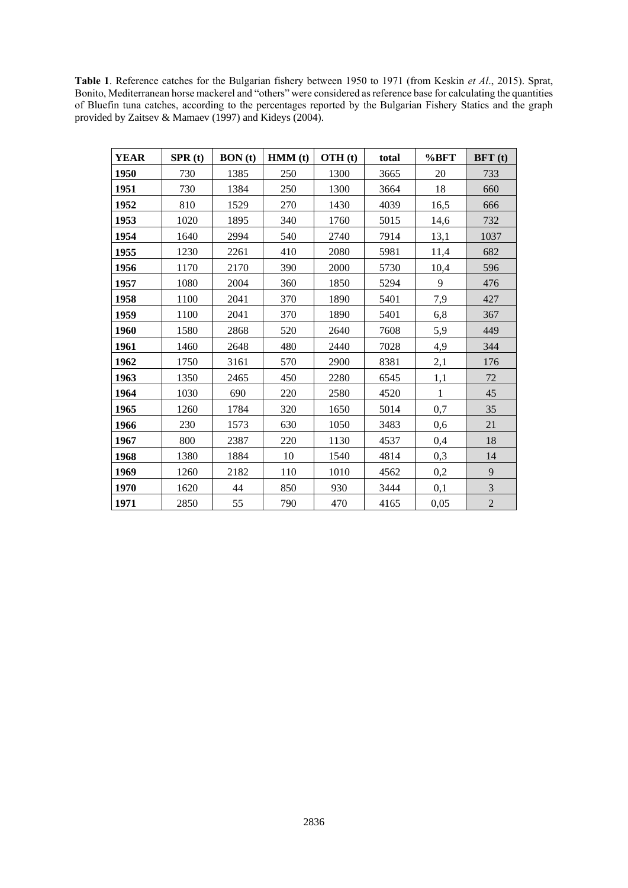**Table 1**. Reference catches for the Bulgarian fishery between 1950 to 1971 (from Keskin *et Al*., 2015). Sprat, Bonito, Mediterranean horse mackerel and "others" were considered as reference base for calculating the quantities of Bluefin tuna catches, according to the percentages reported by the Bulgarian Fishery Statics and the graph provided by Zaitsev & Mamaev (1997) and Kideys (2004).

| YEAR | SPR (t) | BON (t) | HMM (t) | OTH (t) | total | %BFT | BFT (t) |
|---|---|---|---|---|---|---|---|
| **1950** | 730 | 1385 | 250 | 1300 | 3665 | 20 | 733 |
| **1951** | 730 | 1384 | 250 | 1300 | 3664 | 18 | 660 |
| **1952** | 810 | 1529 | 270 | 1430 | 4039 | 16,5 | 666 |
| **1953** | 1020 | 1895 | 340 | 1760 | 5015 | 14,6 | 732 |
| **1954** | 1640 | 2994 | 540 | 2740 | 7914 | 13,1 | 1037 |
| **1955** | 1230 | 2261 | 410 | 2080 | 5981 | 11,4 | 682 |
| **1956** | 1170 | 2170 | 390 | 2000 | 5730 | 10,4 | 596 |
| **1957** | 1080 | 2004 | 360 | 1850 | 5294 | 9 | 476 |
| **1958** | 1100 | 2041 | 370 | 1890 | 5401 | 7,9 | 427 |
| **1959** | 1100 | 2041 | 370 | 1890 | 5401 | 6,8 | 367 |
| **1960** | 1580 | 2868 | 520 | 2640 | 7608 | 5,9 | 449 |
| **1961** | 1460 | 2648 | 480 | 2440 | 7028 | 4,9 | 344 |
| **1962** | 1750 | 3161 | 570 | 2900 | 8381 | 2,1 | 176 |
| **1963** | 1350 | 2465 | 450 | 2280 | 6545 | 1,1 | 72 |
| **1964** | 1030 | 690 | 220 | 2580 | 4520 | 1 | 45 |
| **1965** | 1260 | 1784 | 320 | 1650 | 5014 | 0,7 | 35 |
| **1966** | 230 | 1573 | 630 | 1050 | 3483 | 0,6 | 21 |
| **1967** | 800 | 2387 | 220 | 1130 | 4537 | 0,4 | 18 |
| **1968** | 1380 | 1884 | 10 | 1540 | 4814 | 0,3 | 14 |
| **1969** | 1260 | 2182 | 110 | 1010 | 4562 | 0,2 | 9 |
| **1970** | 1620 | 44 | 850 | 930 | 3444 | 0,1 | 3 |
| **1971** | 2850 | 55 | 790 | 470 | 4165 | 0,05 | 2 |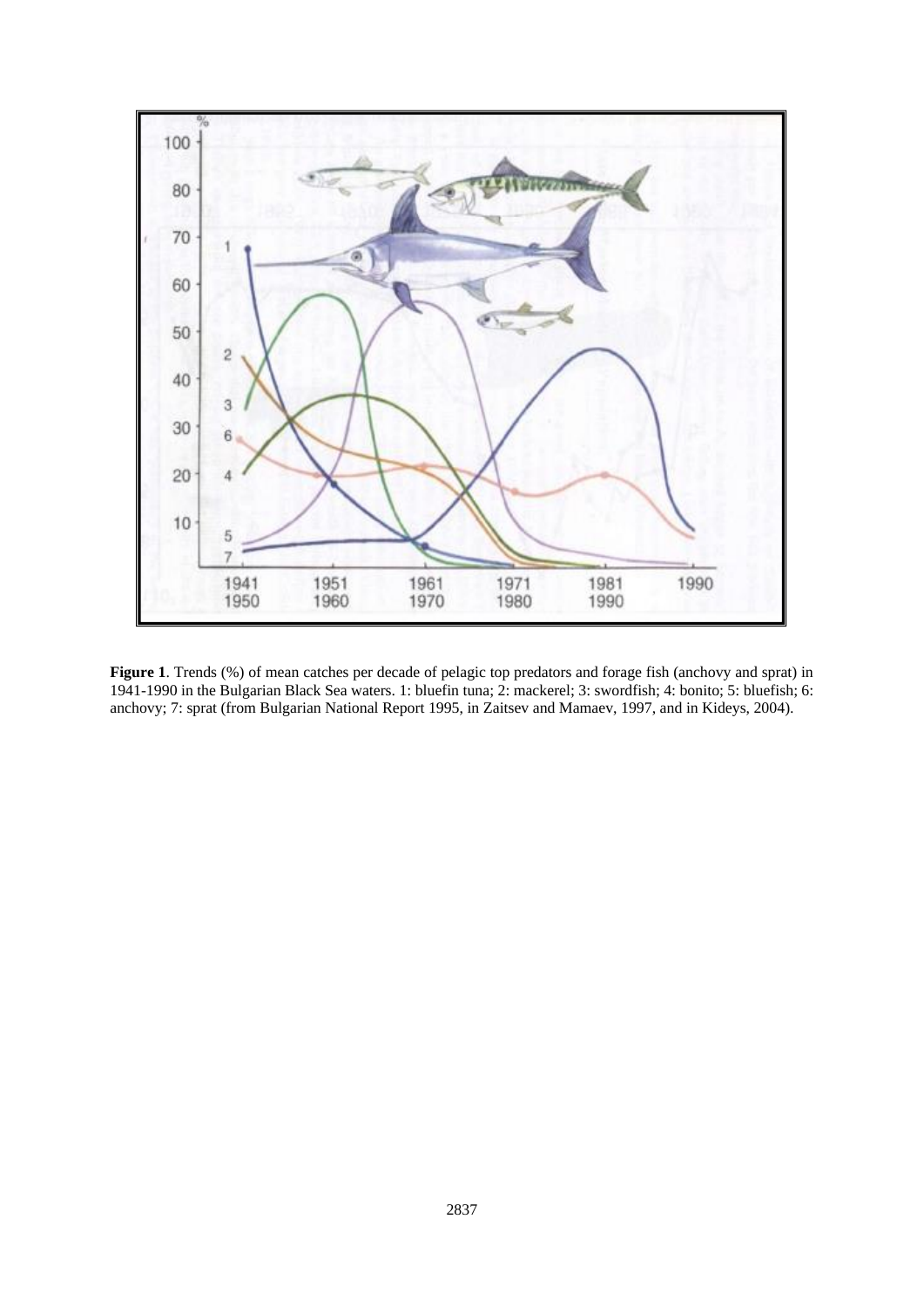**Figure 1**. Trends (%) of mean catches per decade of pelagic top predators and forage fish (anchovy and sprat) in 1941-1990 in the Bulgarian Black Sea waters. 1: bluefin tuna; 2: mackerel; 3: swordfish; 4: bonito; 5: bluefish; 6: anchovy; 7: sprat (from Bulgarian National Report 1995, in Zaitsev and Mamaev, 1997, and in Kideys, 2004).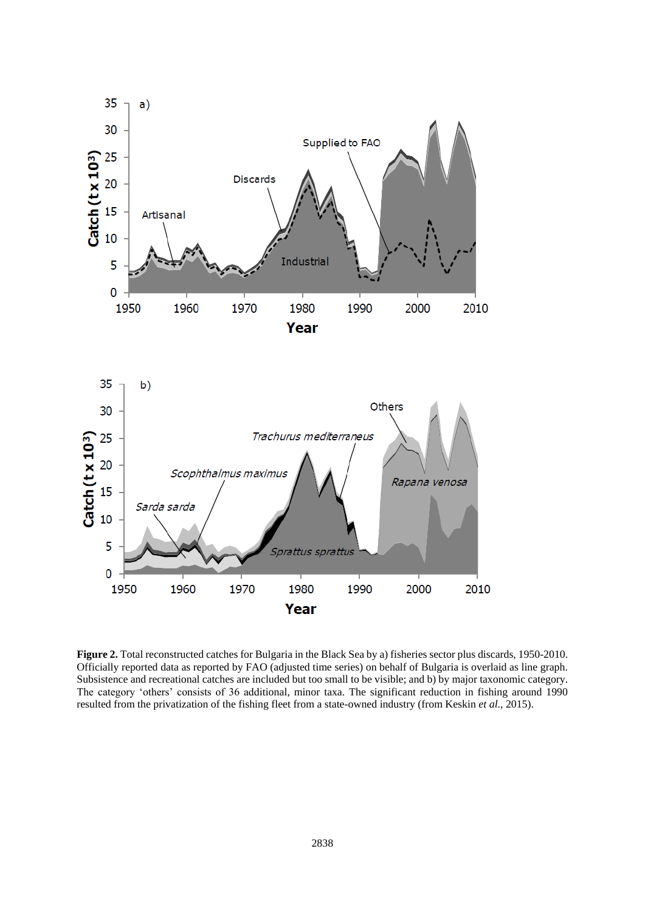a)

Catch (t x 10³)

35
30
25
20
15
10
5
0

1950 1960 1970 1980 1990 2000 2010

Year

Supplied to FAO

Discards

Artisanal

Industrial

b)

Catch (t x 10³)

35
30
25
20
15
10
5
0

1950 1960 1970 1980 1990 2000 2010

Year

Others

*Trachurus mediterraneus*

*Scophthalmus maximus*

*Sarda sarda*

*Rapana venosa*

*Sprattus sprattus*

**Figure 2.** Total reconstructed catches for Bulgaria in the Black Sea by a) fisheries sector plus discards, 1950-2010. Officially reported data as reported by FAO (adjusted time series) on behalf of Bulgaria is overlaid as line graph. Subsistence and recreational catches are included but too small to be visible; and b) by major taxonomic category. The category 'others' consists of 36 additional, minor taxa. The significant reduction in fishing around 1990 resulted from the privatization of the fishing fleet from a state-owned industry (from Keskin *et al*., 2015).